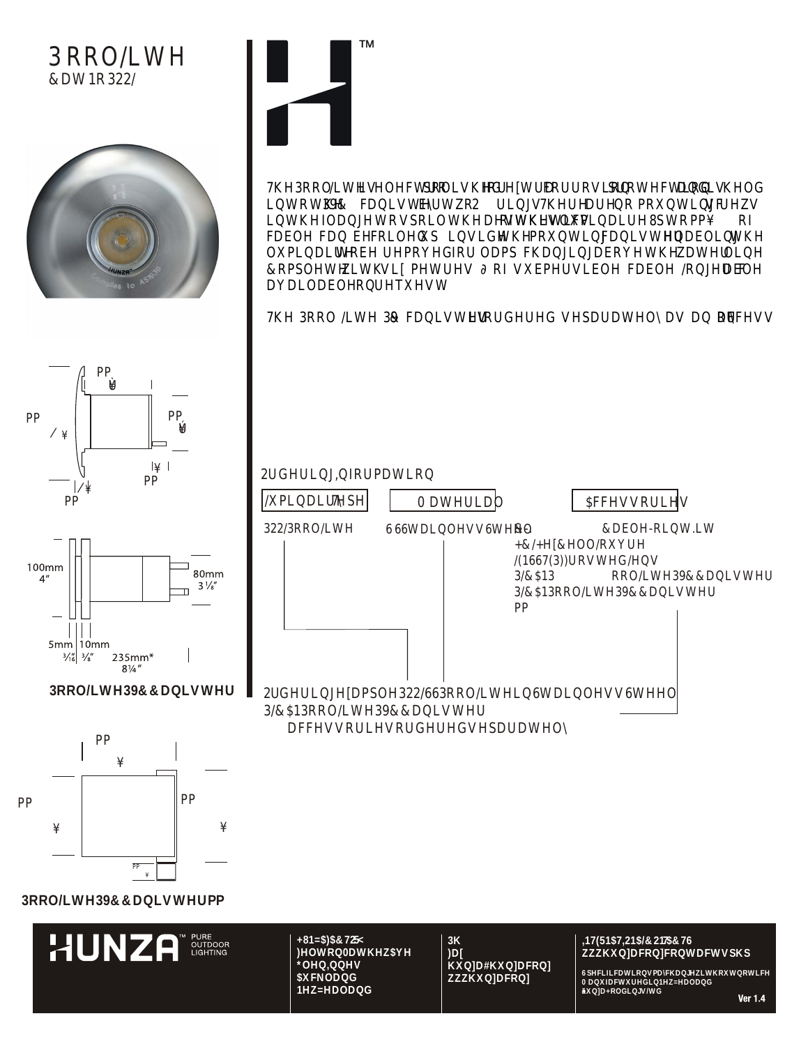# 3RRO/LWH

&DW1R322/

7KH3RRO/LWHLVHOHFWURSROLVKHGFH[WUDFRUURVLRQSURWHFWLRQDQGLVKHOG LQWRW3+9& FDQLVWHUWR2 ULQJV7KHUHDUHQRPRXQWLQJVFUHZV LQWKHIODQJHWRVSRLOWKHDHVWKHWLFVRIWKHOXPLQDLUH8SWRPP¥ RI FDEOH FDQ EHFRLOHGXS LQVLGHWKHPRXQWLQJFDQLVWHUHQDEOLQJWKH OXPLQDLUHWREH UHPRYHGIRU ODPS FKDQJLQJDERYHWKHZDWHUOLQH &RPSOHWHZLWKVL[ PHWUHV ∂ RI VXEPHUVLEOH FDEOH /RQJHUFDEOH DYDLODEOHRQUHTXHVW

7KH 3RRO /LWH 39& FDQLVWHULVRUGHUHG VHSDUDWHO\ DV DQ DFFHVV

## 2UGHULQJ,QIRUPDWLRQ

| /XPLQDLUH7\SH | 0DWHULDO | $FFHVVRULHV |
|---|---|---|
| 322/3RRO/LWH | 66 6WDLQOHVV6WHHO | &DEOH-RLQW.LW |
| | | +&/+H[&HOO/RXYUH |
| | | /(1667(3))URVWHG/HQV |
| | | 3/&$13 RRO/LWH39&&DQLVWHU |
| | | 3/&$13RRO/LWH39&&DQLVWHU PP |

2UGHULQJH[DPSOH322/663RRO/LWHLQ6WDLQOHVV6WHHO 3/&$13RRO/LWH39&&DQLVWHU
DFFHVVRULHVRUGHUHGVHSDUDWHO\

PP ¥ PP / ¥ PP ¥ ¥ PP /¥ PP

100mm 4″ — 80mm 3⅛″ — 5mm 3/16″ — 10mm 3/8″ — 235mm* 8¼″

**3RRO/LWH39&&DQLVWHU**

PP ¥ PP ¥ PP ¥ PP ¥

**3RRO/LWH39&&DQLVWHUPP**

HUNZA™ PURE OUTDOOR LIGHTING

**+81=$)$&725<**
**)HOWRQ0DWKHZ$YH**
***OHQ,QQHV**
**$XFNODQG**
**1HZ=HDODQG**

**3K**
**)D[**
**KXQ]D#KXQ]D FRQ]**
**ZZZKXQ]DFRQ]**

**,17(51$7,21$/&217$&76**
**ZZZKXQ]DFRQ]FRQWDFWVSKS**

6SHFLILFDWLRQVPD\FKDQJHZLWKRXWQRWLFH 0DQXIDFWXUHGLQ1HZ=HDODQG ‹KXQ]D+ROGLQJV/WG

Ver 1.4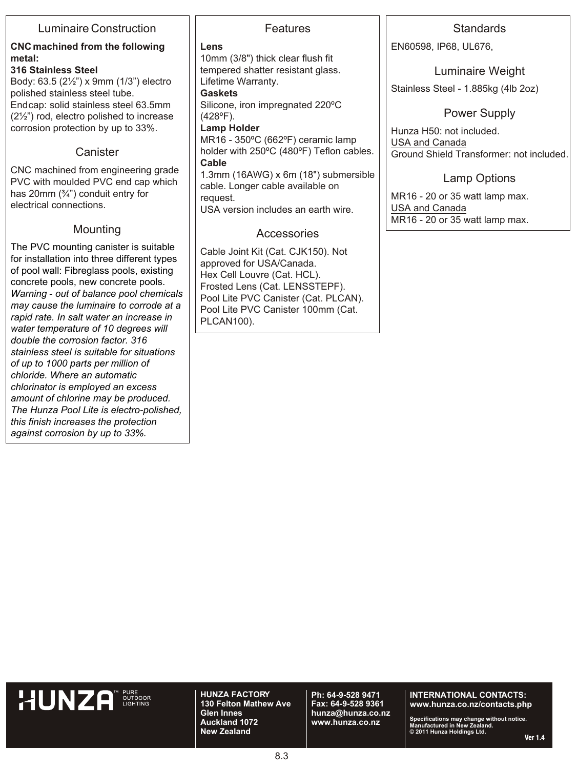## Luminaire Construction

**CNC machined from the following metal:**
**316 Stainless Steel**
Body: 63.5 (2½”) x 9mm (1/3”) electro polished stainless steel tube.
Endcap: solid stainless steel 63.5mm (2½”) rod, electro polished to increase corrosion protection by up to 33%.

## Canister

CNC machined from engineering grade PVC with moulded PVC end cap which has 20mm (¾”) conduit entry for electrical connections.

## Mounting

The PVC mounting canister is suitable for installation into three different types of pool wall: Fibreglass pools, existing concrete pools, new concrete pools.
*Warning - out of balance pool chemicals may cause the luminaire to corrode at a rapid rate. In salt water an increase in water temperature of 10 degrees will double the corrosion factor. 316 stainless steel is suitable for situations of up to 1000 parts per million of chloride. Where an automatic chlorinator is employed an excess amount of chlorine may be produced. The Hunza Pool Lite is electro-polished, this finish increases the protection against corrosion by up to 33%.*

## Features

**Lens**
10mm (3/8") thick clear flush fit tempered shatter resistant glass. Lifetime Warranty.
**Gaskets**
Silicone, iron impregnated 220ºC (428ºF).
**Lamp Holder**
MR16 - 350ºC (662ºF) ceramic lamp holder with 250ºC (480ºF) Teflon cables.
**Cable**
1.3mm (16AWG) x 6m (18") submersible cable. Longer cable available on request.
USA version includes an earth wire.

## Accessories

Cable Joint Kit (Cat. CJK150). Not approved for USA/Canada.
Hex Cell Louvre (Cat. HCL).
Frosted Lens (Cat. LENSSTEPF).
Pool Lite PVC Canister (Cat. PLCAN).
Pool Lite PVC Canister 100mm (Cat. PLCAN100).

## Standards

EN60598, IP68, UL676,

## Luminaire Weight

Stainless Steel - 1.885kg (4lb 2oz)

## Power Supply

Hunza H50: not included.
USA and Canada
Ground Shield Transformer: not included.

## Lamp Options

MR16 - 20 or 35 watt lamp max.
USA and Canada
MR16 - 20 or 35 watt lamp max.

HUNZA™ PURE OUTDOOR LIGHTING

**HUNZA FACTORY**
**130 Felton Mathew Ave**
**Glen Innes**
**Auckland 1072**
**New Zealand**

**Ph: 64-9-528 9471**
**Fax: 64-9-528 9361**
**hunza@hunza.co.nz**
**www.hunza.co.nz**

**INTERNATIONAL CONTACTS:**
**www.hunza.co.nz/contacts.php**

**Specifications may change without notice.**
**Manufactured in New Zealand.**
**© 2011 Hunza Holdings Ltd.**

**Ver 1.4**